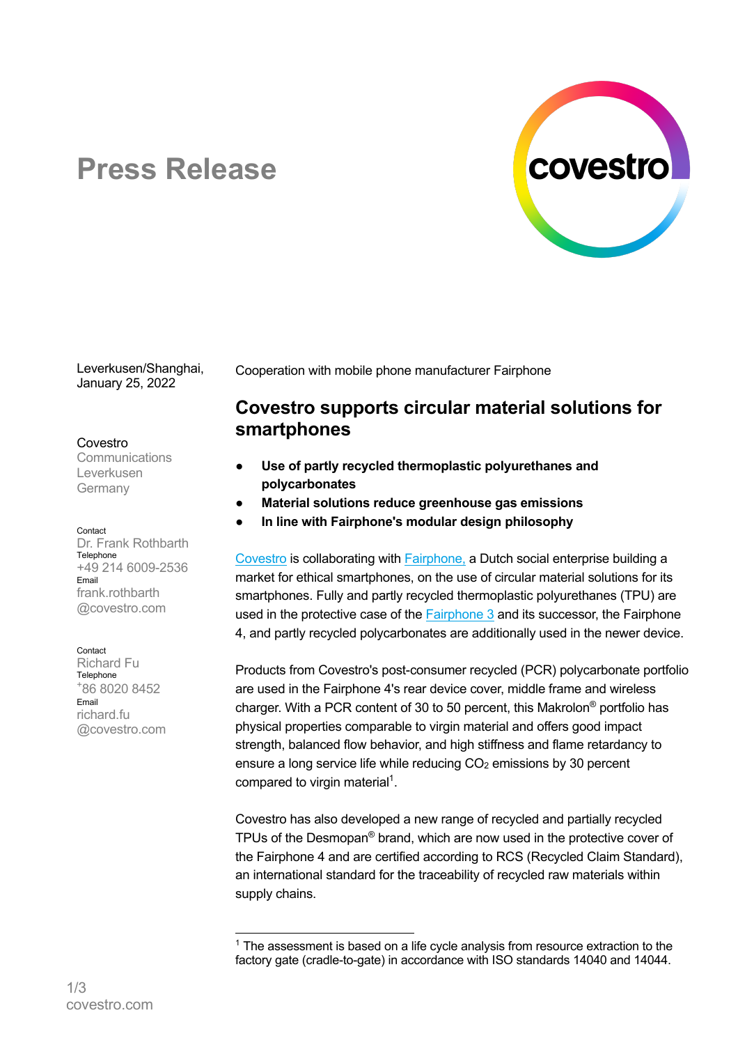# Press Release

Leverkusen/Shanghai, January 25, 2022

Covestro
Communications
Leverkusen
Germany

Contact
Dr. Frank Rothbarth
Telephone
+49 214 6009-2536
Email
frank.rothbarth@covestro.com

Contact
Richard Fu
Telephone
+86 8020 8452
Email
richard.fu@covestro.com

Cooperation with mobile phone manufacturer Fairphone

## Covestro supports circular material solutions for smartphones

- **Use of partly recycled thermoplastic polyurethanes and polycarbonates**
- **Material solutions reduce greenhouse gas emissions**
- **In line with Fairphone's modular design philosophy**

Covestro is collaborating with Fairphone, a Dutch social enterprise building a market for ethical smartphones, on the use of circular material solutions for its smartphones. Fully and partly recycled thermoplastic polyurethanes (TPU) are used in the protective case of the Fairphone 3 and its successor, the Fairphone 4, and partly recycled polycarbonates are additionally used in the newer device.

Products from Covestro's post-consumer recycled (PCR) polycarbonate portfolio are used in the Fairphone 4's rear device cover, middle frame and wireless charger. With a PCR content of 30 to 50 percent, this Makrolon® portfolio has physical properties comparable to virgin material and offers good impact strength, balanced flow behavior, and high stiffness and flame retardancy to ensure a long service life while reducing $CO_2$ emissions by 30 percent compared to virgin material[1].

Covestro has also developed a new range of recycled and partially recycled TPUs of the Desmopan® brand, which are now used in the protective cover of the Fairphone 4 and are certified according to RCS (Recycled Claim Standard), an international standard for the traceability of recycled raw materials within supply chains.

---

[1] The assessment is based on a life cycle analysis from resource extraction to the factory gate (cradle-to-gate) in accordance with ISO standards 14040 and 14044.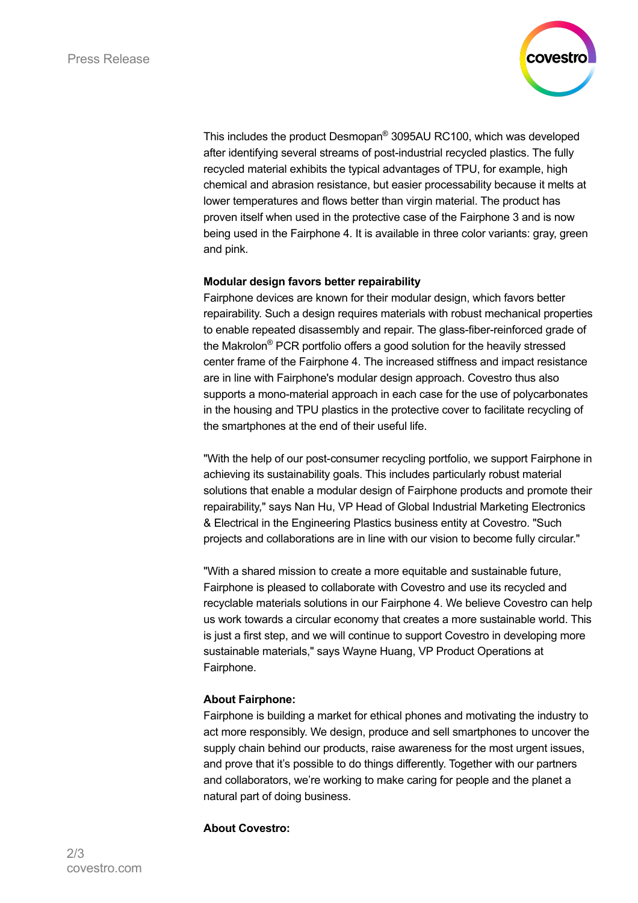This includes the product Desmopan® 3095AU RC100, which was developed after identifying several streams of post-industrial recycled plastics. The fully recycled material exhibits the typical advantages of TPU, for example, high chemical and abrasion resistance, but easier processability because it melts at lower temperatures and flows better than virgin material. The product has proven itself when used in the protective case of the Fairphone 3 and is now being used in the Fairphone 4. It is available in three color variants: gray, green and pink.

**Modular design favors better repairability**

Fairphone devices are known for their modular design, which favors better repairability. Such a design requires materials with robust mechanical properties to enable repeated disassembly and repair. The glass-fiber-reinforced grade of the Makrolon® PCR portfolio offers a good solution for the heavily stressed center frame of the Fairphone 4. The increased stiffness and impact resistance are in line with Fairphone's modular design approach. Covestro thus also supports a mono-material approach in each case for the use of polycarbonates in the housing and TPU plastics in the protective cover to facilitate recycling of the smartphones at the end of their useful life.

"With the help of our post-consumer recycling portfolio, we support Fairphone in achieving its sustainability goals. This includes particularly robust material solutions that enable a modular design of Fairphone products and promote their repairability," says Nan Hu, VP Head of Global Industrial Marketing Electronics & Electrical in the Engineering Plastics business entity at Covestro. "Such projects and collaborations are in line with our vision to become fully circular."

"With a shared mission to create a more equitable and sustainable future, Fairphone is pleased to collaborate with Covestro and use its recycled and recyclable materials solutions in our Fairphone 4. We believe Covestro can help us work towards a circular economy that creates a more sustainable world. This is just a first step, and we will continue to support Covestro in developing more sustainable materials," says Wayne Huang, VP Product Operations at Fairphone.

**About Fairphone:**

Fairphone is building a market for ethical phones and motivating the industry to act more responsibly. We design, produce and sell smartphones to uncover the supply chain behind our products, raise awareness for the most urgent issues, and prove that it's possible to do things differently. Together with our partners and collaborators, we're working to make caring for people and the planet a natural part of doing business.

**About Covestro:**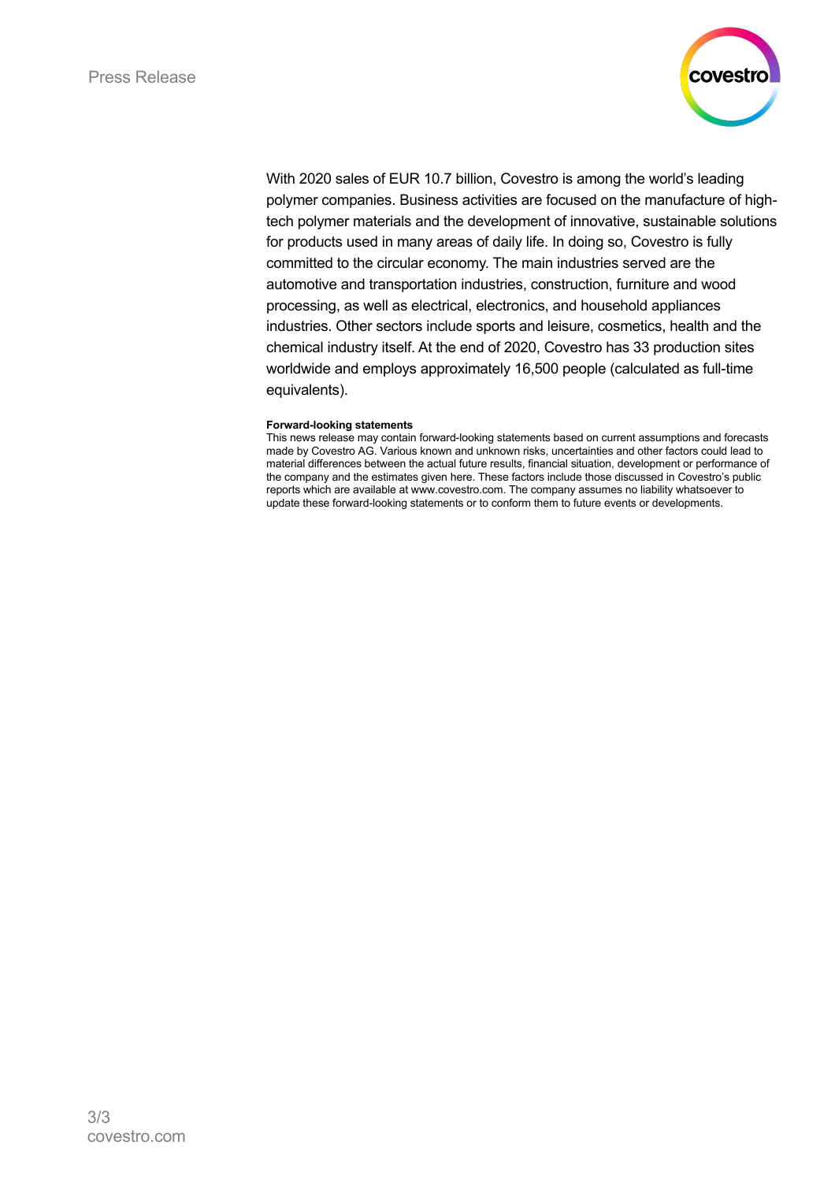With 2020 sales of EUR 10.7 billion, Covestro is among the world's leading polymer companies. Business activities are focused on the manufacture of high-tech polymer materials and the development of innovative, sustainable solutions for products used in many areas of daily life. In doing so, Covestro is fully committed to the circular economy. The main industries served are the automotive and transportation industries, construction, furniture and wood processing, as well as electrical, electronics, and household appliances industries. Other sectors include sports and leisure, cosmetics, health and the chemical industry itself. At the end of 2020, Covestro has 33 production sites worldwide and employs approximately 16,500 people (calculated as full-time equivalents).

**Forward-looking statements**
This news release may contain forward-looking statements based on current assumptions and forecasts made by Covestro AG. Various known and unknown risks, uncertainties and other factors could lead to material differences between the actual future results, financial situation, development or performance of the company and the estimates given here. These factors include those discussed in Covestro's public reports which are available at www.covestro.com. The company assumes no liability whatsoever to update these forward-looking statements or to conform them to future events or developments.